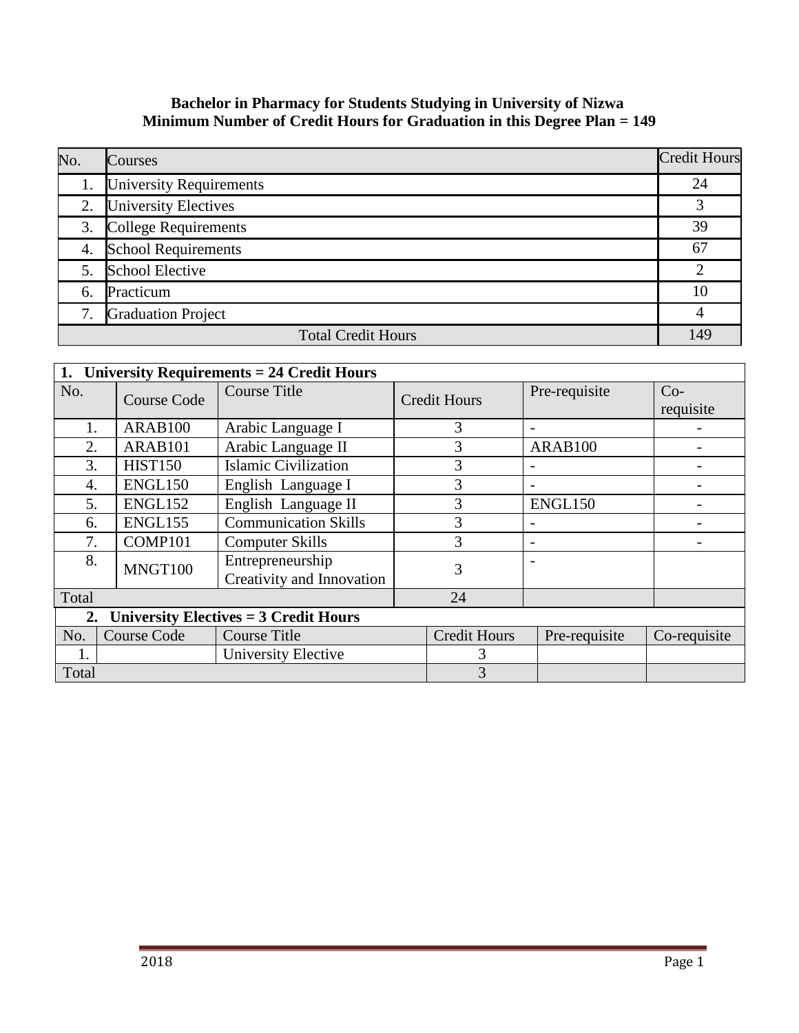**Bachelor in Pharmacy for Students Studying in University of Nizwa**
**Minimum Number of Credit Hours for Graduation in this Degree Plan = 149**

| No. | Courses | Credit Hours |
|---|---|---|
| 1. | University Requirements | 24 |
| 2. | University Electives | 3 |
| 3. | College Requirements | 39 |
| 4. | School Requirements | 67 |
| 5. | School Elective | 2 |
| 6. | Practicum | 10 |
| 7. | Graduation Project | 4 |
| Total Credit Hours | | 149 |

**1. University Requirements = 24 Credit Hours**

| No. | Course Code | Course Title | Credit Hours | Pre-requisite | Co-requisite |
|---|---|---|---|---|---|
| 1. | ARAB100 | Arabic Language I | 3 | - | - |
| 2. | ARAB101 | Arabic Language II | 3 | ARAB100 | - |
| 3. | HIST150 | Islamic Civilization | 3 | - | - |
| 4. | ENGL150 | English Language I | 3 | - | - |
| 5. | ENGL152 | English Language II | 3 | ENGL150 | - |
| 6. | ENGL155 | Communication Skills | 3 | - | - |
| 7. | COMP101 | Computer Skills | 3 | - | - |
| 8. | MNGT100 | Entrepreneurship Creativity and Innovation | 3 | - | |
| Total | | | 24 | | |

**2. University Electives = 3 Credit Hours**

| No. | Course Code | Course Title | Credit Hours | Pre-requisite | Co-requisite |
|---|---|---|---|---|---|
| 1. | | University Elective | 3 | | |
| Total | | | 3 | | |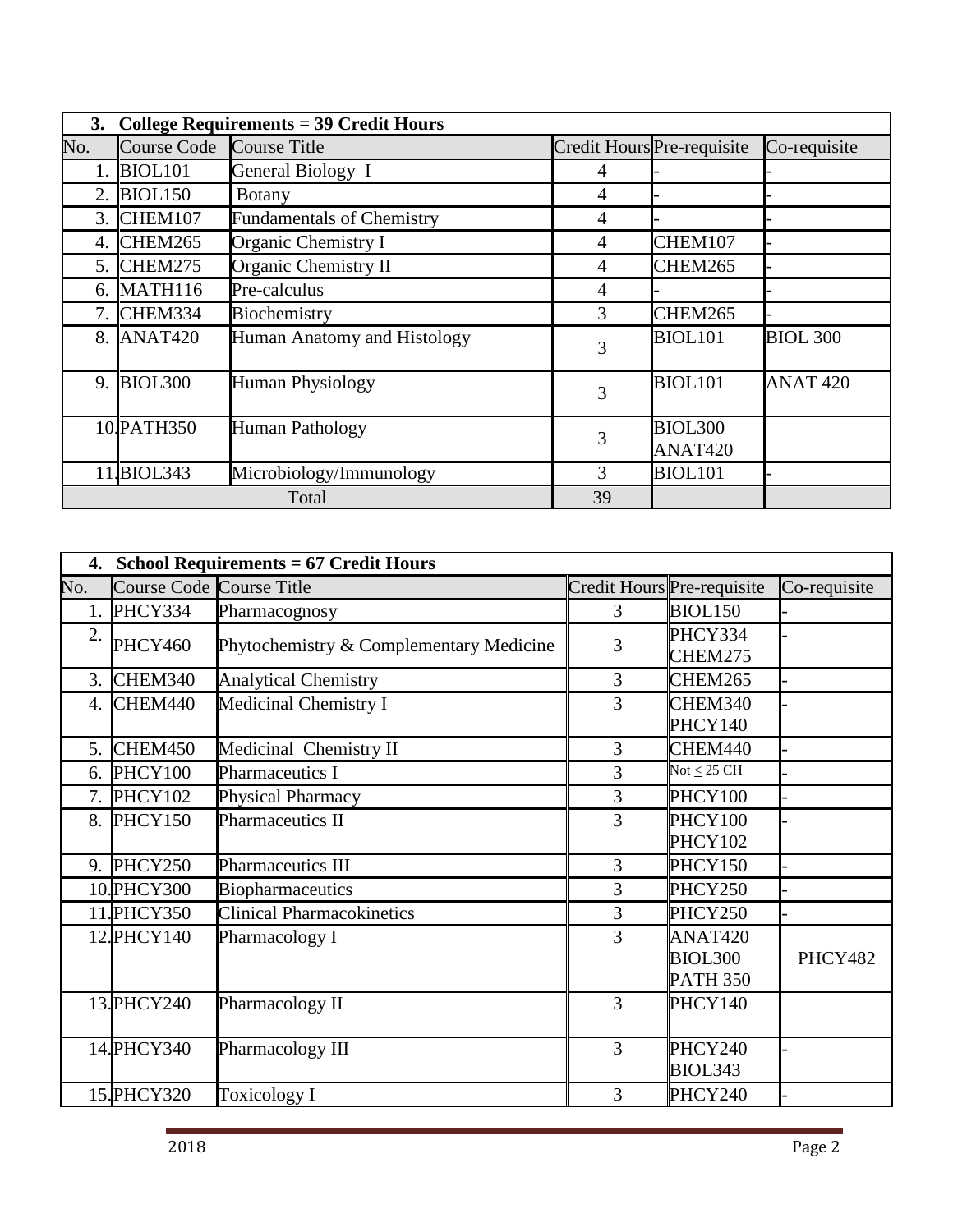| **3. College Requirements = 39 Credit Hours** | | | | | |
|---|---|---|---|---|---|
| No. | Course Code | Course Title | Credit Hours | Pre-requisite | Co-requisite |
| 1. | BIOL101 | General Biology I | 4 | - | - |
| 2. | BIOL150 | Botany | 4 | - | - |
| 3. | CHEM107 | Fundamentals of Chemistry | 4 | - | - |
| 4. | CHEM265 | Organic Chemistry I | 4 | CHEM107 | - |
| 5. | CHEM275 | Organic Chemistry II | 4 | CHEM265 | - |
| 6. | MATH116 | Pre-calculus | 4 | - | - |
| 7. | CHEM334 | Biochemistry | 3 | CHEM265 | - |
| 8. | ANAT420 | Human Anatomy and Histology | 3 | BIOL101 | BIOL 300 |
| 9. | BIOL300 | Human Physiology | 3 | BIOL101 | ANAT 420 |
| 10. | PATH350 | Human Pathology | 3 | BIOL300 ANAT420 | |
| 11. | BIOL343 | Microbiology/Immunology | 3 | BIOL101 | - |
| | | Total | 39 | | |

| **4. School Requirements = 67 Credit Hours** | | | | | |
|---|---|---|---|---|---|
| No. | Course Code | Course Title | Credit Hours | Pre-requisite | Co-requisite |
| 1. | PHCY334 | Pharmacognosy | 3 | BIOL150 | - |
| 2. | PHCY460 | Phytochemistry & Complementary Medicine | 3 | PHCY334 CHEM275 | - |
| 3. | CHEM340 | Analytical Chemistry | 3 | CHEM265 | - |
| 4. | CHEM440 | Medicinal Chemistry I | 3 | CHEM340 PHCY140 | - |
| 5. | CHEM450 | Medicinal Chemistry II | 3 | CHEM440 | - |
| 6. | PHCY100 | Pharmaceutics I | 3 | Not $\leq$ 25 CH | - |
| 7. | PHCY102 | Physical Pharmacy | 3 | PHCY100 | - |
| 8. | PHCY150 | Pharmaceutics II | 3 | PHCY100 PHCY102 | - |
| 9. | PHCY250 | Pharmaceutics III | 3 | PHCY150 | - |
| 10. | PHCY300 | Biopharmaceutics | 3 | PHCY250 | - |
| 11. | PHCY350 | Clinical Pharmacokinetics | 3 | PHCY250 | - |
| 12. | PHCY140 | Pharmacology I | 3 | ANAT420 BIOL300 PATH 350 | PHCY482 |
| 13. | PHCY240 | Pharmacology II | 3 | PHCY140 | |
| 14. | PHCY340 | Pharmacology III | 3 | PHCY240 BIOL343 | - |
| 15. | PHCY320 | Toxicology I | 3 | PHCY240 | - |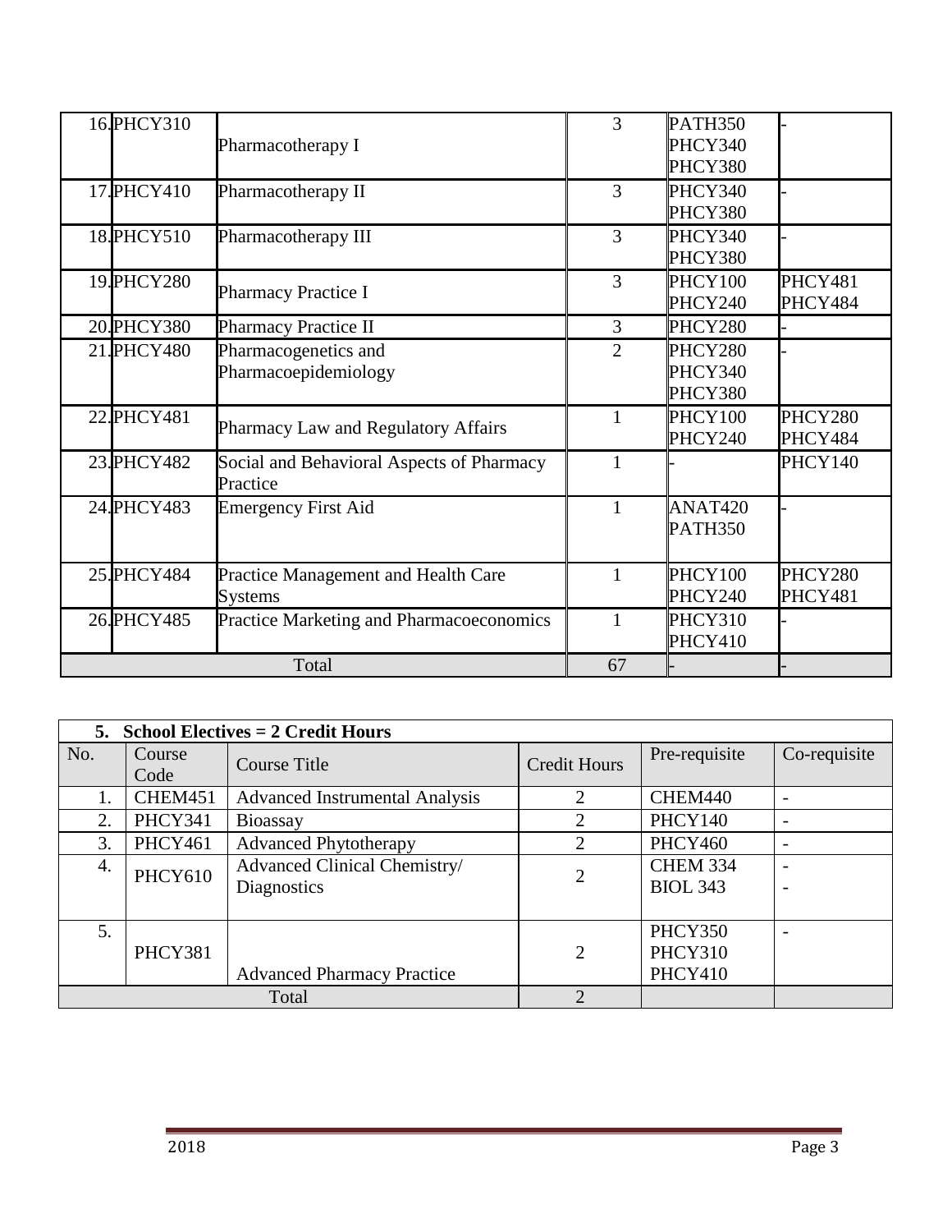| No. | Course Code | Course Title | Credit Hours | Pre-requisite | Co-requisite |
|---|---|---|---|---|---|
| 16. | PHCY310 | Pharmacotherapy I | 3 | PATH350 PHCY340 PHCY380 | - |
| 17. | PHCY410 | Pharmacotherapy II | 3 | PHCY340 PHCY380 | - |
| 18. | PHCY510 | Pharmacotherapy III | 3 | PHCY340 PHCY380 | - |
| 19. | PHCY280 | Pharmacy Practice I | 3 | PHCY100 PHCY240 | PHCY481 PHCY484 |
| 20. | PHCY380 | Pharmacy Practice II | 3 | PHCY280 | - |
| 21. | PHCY480 | Pharmacogenetics and Pharmacoepidemiology | 2 | PHCY280 PHCY340 PHCY380 | - |
| 22. | PHCY481 | Pharmacy Law and Regulatory Affairs | 1 | PHCY100 PHCY240 | PHCY280 PHCY484 |
| 23. | PHCY482 | Social and Behavioral Aspects of Pharmacy Practice | 1 | - | PHCY140 |
| 24. | PHCY483 | Emergency First Aid | 1 | ANAT420 PATH350 | - |
| 25. | PHCY484 | Practice Management and Health Care Systems | 1 | PHCY100 PHCY240 | PHCY280 PHCY481 |
| 26. | PHCY485 | Practice Marketing and Pharmacoeconomics | 1 | PHCY310 PHCY410 | - |
| | | Total | 67 | - | - |

**5. School Electives = 2 Credit Hours**

| No. | Course Code | Course Title | Credit Hours | Pre-requisite | Co-requisite |
|---|---|---|---|---|---|
| 1. | CHEM451 | Advanced Instrumental Analysis | 2 | CHEM440 | - |
| 2. | PHCY341 | Bioassay | 2 | PHCY140 | - |
| 3. | PHCY461 | Advanced Phytotherapy | 2 | PHCY460 | - |
| 4. | PHCY610 | Advanced Clinical Chemistry/ Diagnostics | 2 | CHEM 334 BIOL 343 | - - |
| 5. | PHCY381 | Advanced Pharmacy Practice | 2 | PHCY350 PHCY310 PHCY410 | - |
| | | Total | 2 | | |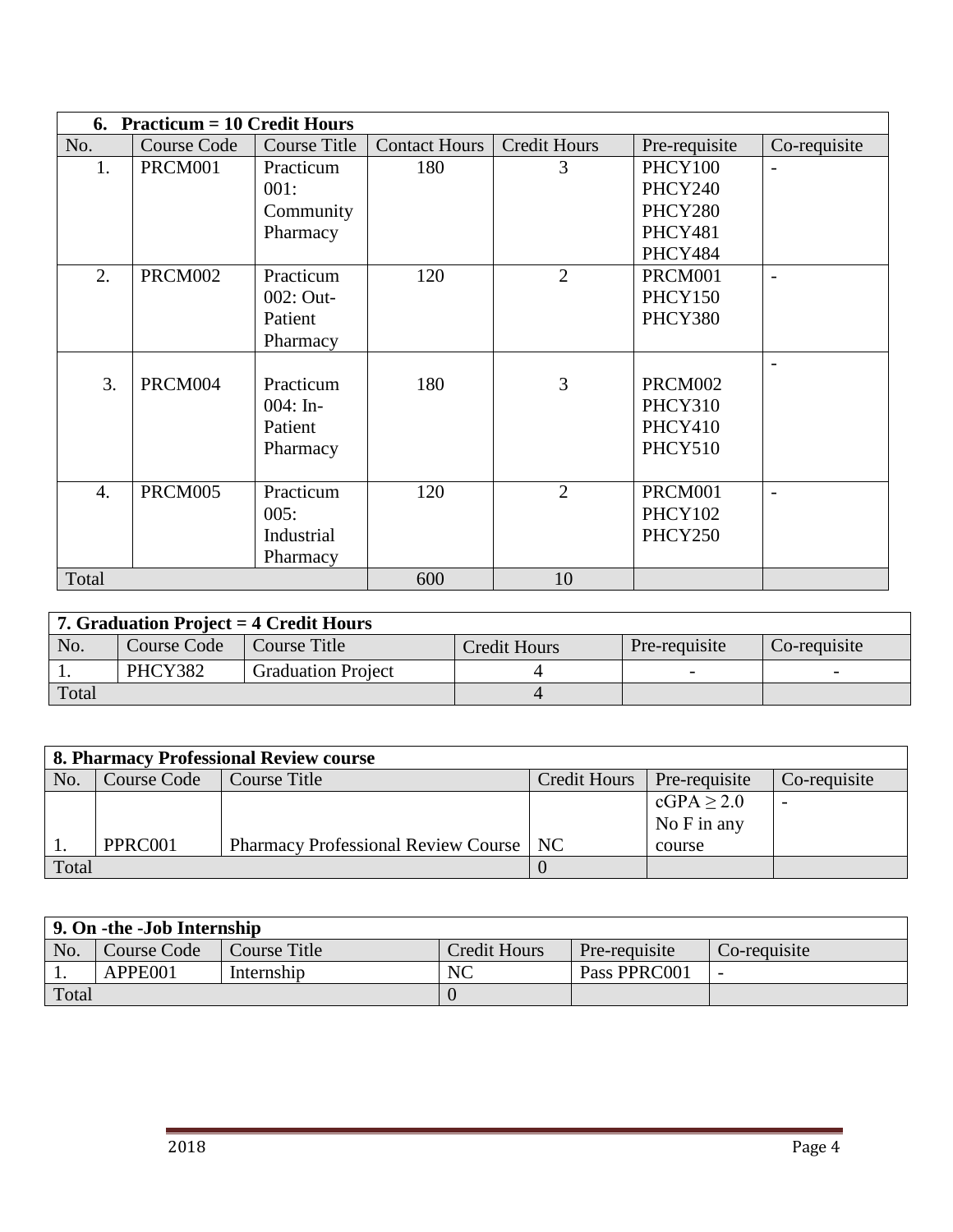| 6. Practicum = 10 Credit Hours | | | | | | |
|---|---|---|---|---|---|---|
| No. | Course Code | Course Title | Contact Hours | Credit Hours | Pre-requisite | Co-requisite |
| 1. | PRCM001 | Practicum 001: Community Pharmacy | 180 | 3 | PHCY100 PHCY240 PHCY280 PHCY481 PHCY484 | - |
| 2. | PRCM002 | Practicum 002: Out-Patient Pharmacy | 120 | 2 | PRCM001 PHCY150 PHCY380 | - |
| 3. | PRCM004 | Practicum 004: In-Patient Pharmacy | 180 | 3 | PRCM002 PHCY310 PHCY410 PHCY510 | - |
| 4. | PRCM005 | Practicum 005: Industrial Pharmacy | 120 | 2 | PRCM001 PHCY102 PHCY250 | - |
| Total | | | 600 | 10 | | |

| 7. Graduation Project = 4 Credit Hours | | | | | |
|---|---|---|---|---|---|
| No. | Course Code | Course Title | Credit Hours | Pre-requisite | Co-requisite |
| 1. | PHCY382 | Graduation Project | 4 | - | - |
| Total | | | 4 | | |

| 8. Pharmacy Professional Review course | | | | | |
|---|---|---|---|---|---|
| No. | Course Code | Course Title | Credit Hours | Pre-requisite | Co-requisite |
| 1. | PPRC001 | Pharmacy Professional Review Course | NC | cGPA $\geq 2.0$ No F in any course | - |
| Total | | | 0 | | |

| 9. On -the -Job Internship | | | | | |
|---|---|---|---|---|---|
| No. | Course Code | Course Title | Credit Hours | Pre-requisite | Co-requisite |
| 1. | APPE001 | Internship | NC | Pass PPRC001 | - |
| Total | | | 0 | | |